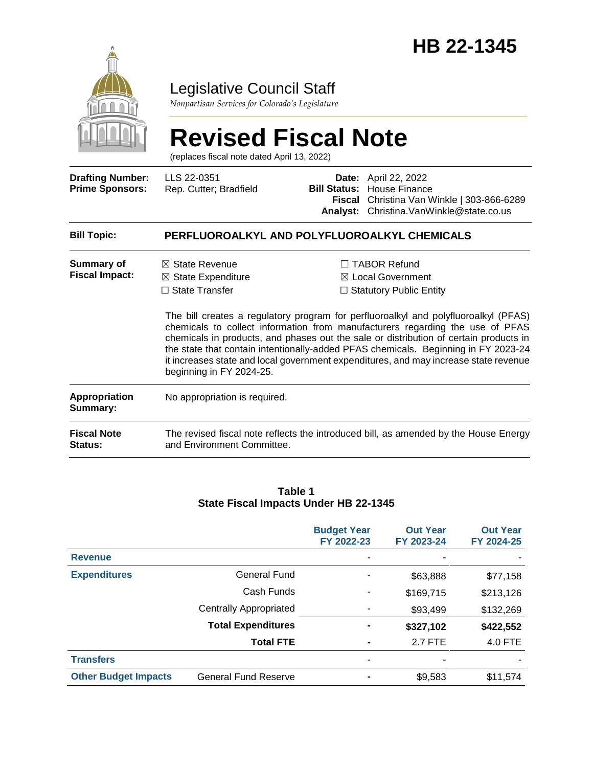# HB 22-1345

## Legislative Council Staff

*Nonpartisan Services for Colorado's Legislature*

# Revised Fiscal Note

(replaces fiscal note dated April 13, 2022)

| | | | |
|---|---|---|---|
| **Drafting Number:** | LLS 22-0351 | **Date:** | April 22, 2022 |
| **Prime Sponsors:** | Rep. Cutter; Bradfield | **Bill Status:** | House Finance |
| | | **Fiscal Analyst:** | Christina Van Winkle \| 303-866-6289 Christina.VanWinkle@state.co.us |

**Bill Topic:** **PERFLUOROALKYL AND POLYFLUOROALKYL CHEMICALS**

**Summary of Fiscal Impact:**

- ☒ State Revenue
- ☒ State Expenditure
- ☐ State Transfer
- ☐ TABOR Refund
- ☒ Local Government
- ☐ Statutory Public Entity

The bill creates a regulatory program for perfluoroalkyl and polyfluoroalkyl (PFAS) chemicals to collect information from manufacturers regarding the use of PFAS chemicals in products, and phases out the sale or distribution of certain products in the state that contain intentionally-added PFAS chemicals. Beginning in FY 2023-24 it increases state and local government expenditures, and may increase state revenue beginning in FY 2024-25.

**Appropriation Summary:** No appropriation is required.

**Fiscal Note Status:** The revised fiscal note reflects the introduced bill, as amended by the House Energy and Environment Committee.

**Table 1**
**State Fiscal Impacts Under HB 22-1345**

| | | Budget Year FY 2022-23 | Out Year FY 2023-24 | Out Year FY 2024-25 |
|---|---|---|---|---|
| **Revenue** | | - | - | - |
| **Expenditures** | General Fund | - | $63,888 | $77,158 |
| | Cash Funds | - | $169,715 | $213,126 |
| | Centrally Appropriated | - | $93,499 | $132,269 |
| | **Total Expenditures** | **-** | **$327,102** | **$422,552** |
| | **Total FTE** | **-** | 2.7 FTE | 4.0 FTE |
| **Transfers** | | - | - | - |
| **Other Budget Impacts** | General Fund Reserve | **-** | $9,583 | $11,574 |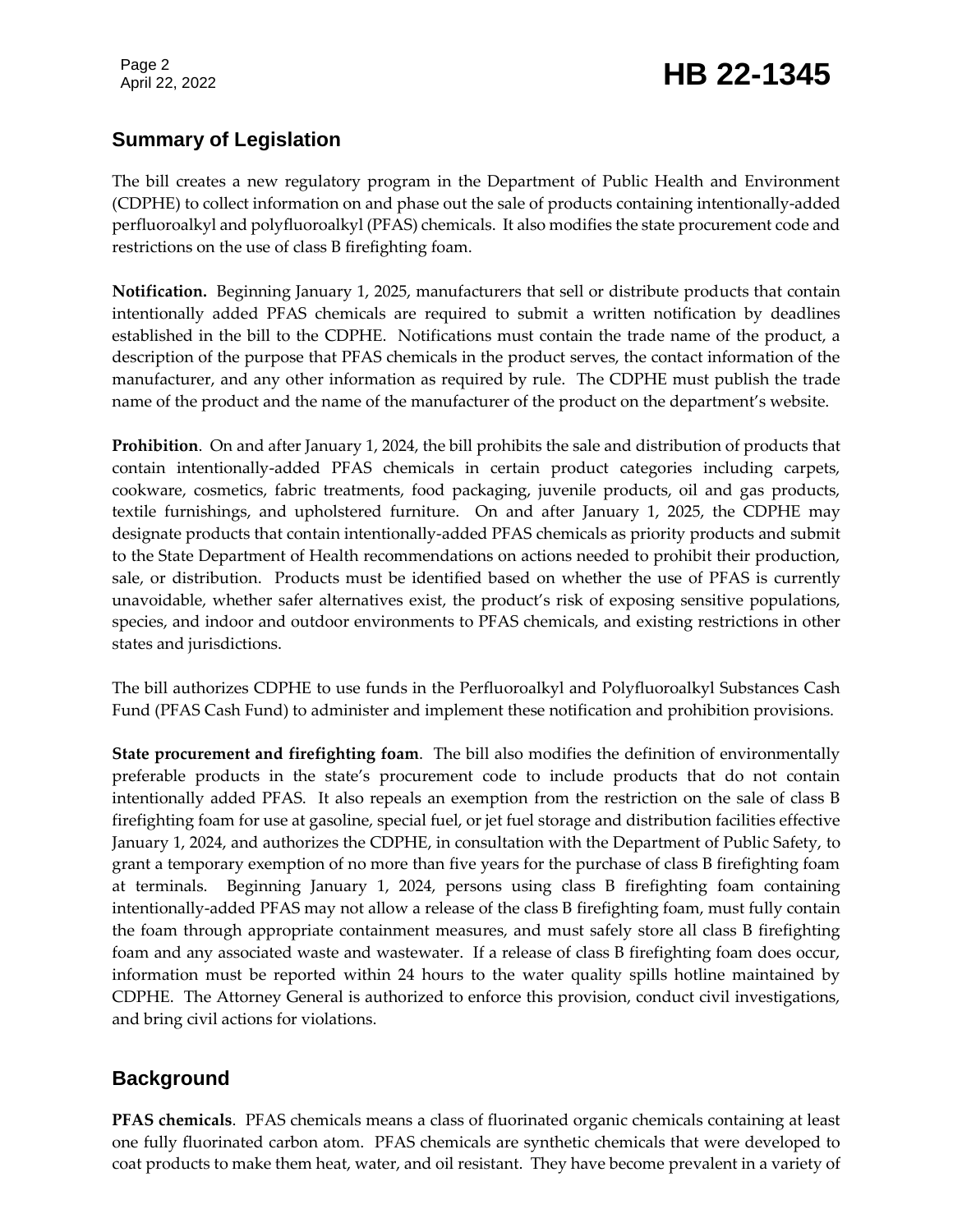## Summary of Legislation

The bill creates a new regulatory program in the Department of Public Health and Environment (CDPHE) to collect information on and phase out the sale of products containing intentionally-added perfluoroalkyl and polyfluoroalkyl (PFAS) chemicals. It also modifies the state procurement code and restrictions on the use of class B firefighting foam.

**Notification.** Beginning January 1, 2025, manufacturers that sell or distribute products that contain intentionally added PFAS chemicals are required to submit a written notification by deadlines established in the bill to the CDPHE. Notifications must contain the trade name of the product, a description of the purpose that PFAS chemicals in the product serves, the contact information of the manufacturer, and any other information as required by rule. The CDPHE must publish the trade name of the product and the name of the manufacturer of the product on the department's website.

**Prohibition**. On and after January 1, 2024, the bill prohibits the sale and distribution of products that contain intentionally-added PFAS chemicals in certain product categories including carpets, cookware, cosmetics, fabric treatments, food packaging, juvenile products, oil and gas products, textile furnishings, and upholstered furniture. On and after January 1, 2025, the CDPHE may designate products that contain intentionally-added PFAS chemicals as priority products and submit to the State Department of Health recommendations on actions needed to prohibit their production, sale, or distribution. Products must be identified based on whether the use of PFAS is currently unavoidable, whether safer alternatives exist, the product's risk of exposing sensitive populations, species, and indoor and outdoor environments to PFAS chemicals, and existing restrictions in other states and jurisdictions.

The bill authorizes CDPHE to use funds in the Perfluoroalkyl and Polyfluoroalkyl Substances Cash Fund (PFAS Cash Fund) to administer and implement these notification and prohibition provisions.

**State procurement and firefighting foam**. The bill also modifies the definition of environmentally preferable products in the state's procurement code to include products that do not contain intentionally added PFAS. It also repeals an exemption from the restriction on the sale of class B firefighting foam for use at gasoline, special fuel, or jet fuel storage and distribution facilities effective January 1, 2024, and authorizes the CDPHE, in consultation with the Department of Public Safety, to grant a temporary exemption of no more than five years for the purchase of class B firefighting foam at terminals. Beginning January 1, 2024, persons using class B firefighting foam containing intentionally-added PFAS may not allow a release of the class B firefighting foam, must fully contain the foam through appropriate containment measures, and must safely store all class B firefighting foam and any associated waste and wastewater. If a release of class B firefighting foam does occur, information must be reported within 24 hours to the water quality spills hotline maintained by CDPHE. The Attorney General is authorized to enforce this provision, conduct civil investigations, and bring civil actions for violations.

## Background

**PFAS chemicals**. PFAS chemicals means a class of fluorinated organic chemicals containing at least one fully fluorinated carbon atom. PFAS chemicals are synthetic chemicals that were developed to coat products to make them heat, water, and oil resistant. They have become prevalent in a variety of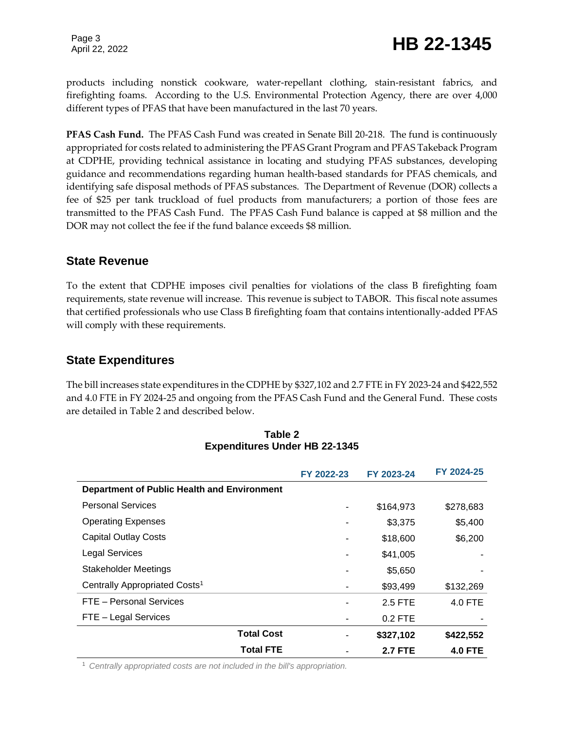products including nonstick cookware, water-repellant clothing, stain-resistant fabrics, and firefighting foams. According to the U.S. Environmental Protection Agency, there are over 4,000 different types of PFAS that have been manufactured in the last 70 years.

**PFAS Cash Fund.** The PFAS Cash Fund was created in Senate Bill 20-218. The fund is continuously appropriated for costs related to administering the PFAS Grant Program and PFAS Takeback Program at CDPHE, providing technical assistance in locating and studying PFAS substances, developing guidance and recommendations regarding human health-based standards for PFAS chemicals, and identifying safe disposal methods of PFAS substances. The Department of Revenue (DOR) collects a fee of $25 per tank truckload of fuel products from manufacturers; a portion of those fees are transmitted to the PFAS Cash Fund. The PFAS Cash Fund balance is capped at $8 million and the DOR may not collect the fee if the fund balance exceeds $8 million.

## State Revenue

To the extent that CDPHE imposes civil penalties for violations of the class B firefighting foam requirements, state revenue will increase. This revenue is subject to TABOR. This fiscal note assumes that certified professionals who use Class B firefighting foam that contains intentionally-added PFAS will comply with these requirements.

## State Expenditures

The bill increases state expenditures in the CDPHE by $327,102 and 2.7 FTE in FY 2023-24 and $422,552 and 4.0 FTE in FY 2024-25 and ongoing from the PFAS Cash Fund and the General Fund. These costs are detailed in Table 2 and described below.

**Table 2**
**Expenditures Under HB 22-1345**

| | FY 2022-23 | FY 2023-24 | FY 2024-25 |
|---|---|---|---|
| **Department of Public Health and Environment** | | | |
| Personal Services | - | $164,973 | $278,683 |
| Operating Expenses | - | $3,375 | $5,400 |
| Capital Outlay Costs | - | $18,600 | $6,200 |
| Legal Services | - | $41,005 | - |
| Stakeholder Meetings | - | $5,650 | - |
| Centrally Appropriated Costs[1] | - | $93,499 | $132,269 |
| FTE – Personal Services | - | 2.5 FTE | 4.0 FTE |
| FTE – Legal Services | - | 0.2 FTE | - |
| **Total Cost** | - | **$327,102** | **$422,552** |
| **Total FTE** | - | **2.7 FTE** | **4.0 FTE** |

[1] *Centrally appropriated costs are not included in the bill's appropriation.*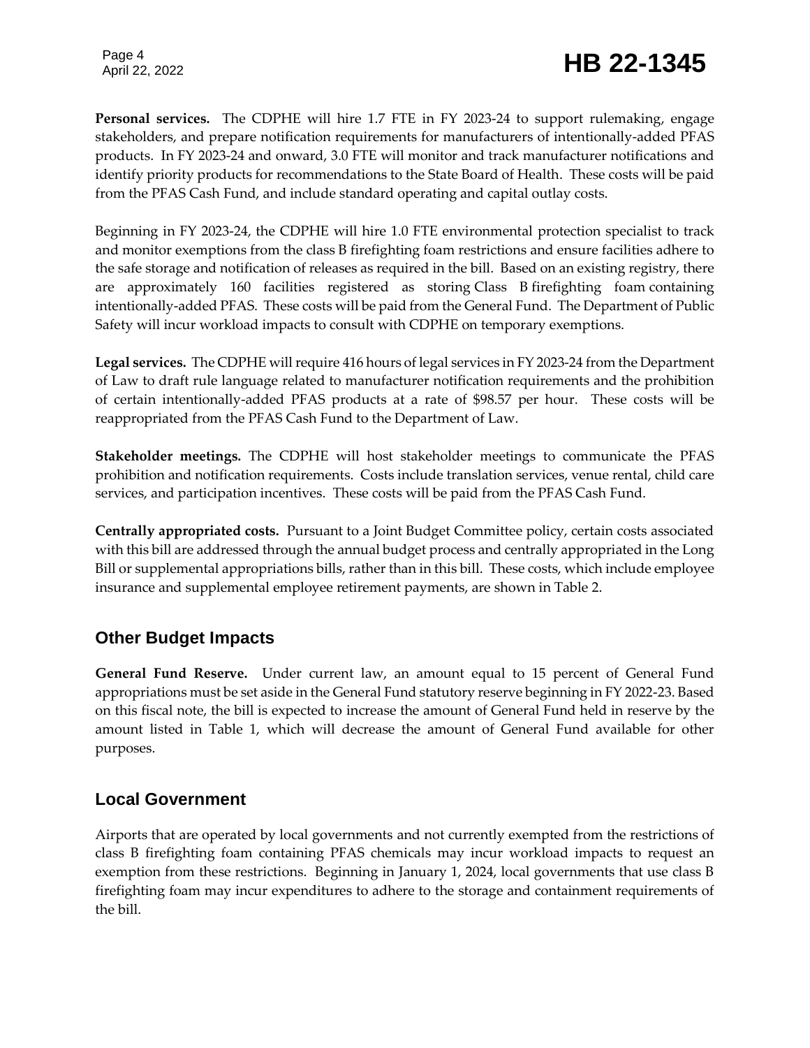**Personal services.** The CDPHE will hire 1.7 FTE in FY 2023-24 to support rulemaking, engage stakeholders, and prepare notification requirements for manufacturers of intentionally-added PFAS products. In FY 2023-24 and onward, 3.0 FTE will monitor and track manufacturer notifications and identify priority products for recommendations to the State Board of Health. These costs will be paid from the PFAS Cash Fund, and include standard operating and capital outlay costs.

Beginning in FY 2023-24, the CDPHE will hire 1.0 FTE environmental protection specialist to track and monitor exemptions from the class B firefighting foam restrictions and ensure facilities adhere to the safe storage and notification of releases as required in the bill. Based on an existing registry, there are approximately 160 facilities registered as storing Class B firefighting foam containing intentionally-added PFAS. These costs will be paid from the General Fund. The Department of Public Safety will incur workload impacts to consult with CDPHE on temporary exemptions.

**Legal services.** The CDPHE will require 416 hours of legal services in FY 2023-24 from the Department of Law to draft rule language related to manufacturer notification requirements and the prohibition of certain intentionally-added PFAS products at a rate of $98.57 per hour. These costs will be reappropriated from the PFAS Cash Fund to the Department of Law.

**Stakeholder meetings.** The CDPHE will host stakeholder meetings to communicate the PFAS prohibition and notification requirements. Costs include translation services, venue rental, child care services, and participation incentives. These costs will be paid from the PFAS Cash Fund.

**Centrally appropriated costs.** Pursuant to a Joint Budget Committee policy, certain costs associated with this bill are addressed through the annual budget process and centrally appropriated in the Long Bill or supplemental appropriations bills, rather than in this bill. These costs, which include employee insurance and supplemental employee retirement payments, are shown in Table 2.

## Other Budget Impacts

**General Fund Reserve.** Under current law, an amount equal to 15 percent of General Fund appropriations must be set aside in the General Fund statutory reserve beginning in FY 2022-23. Based on this fiscal note, the bill is expected to increase the amount of General Fund held in reserve by the amount listed in Table 1, which will decrease the amount of General Fund available for other purposes.

## Local Government

Airports that are operated by local governments and not currently exempted from the restrictions of class B firefighting foam containing PFAS chemicals may incur workload impacts to request an exemption from these restrictions. Beginning in January 1, 2024, local governments that use class B firefighting foam may incur expenditures to adhere to the storage and containment requirements of the bill.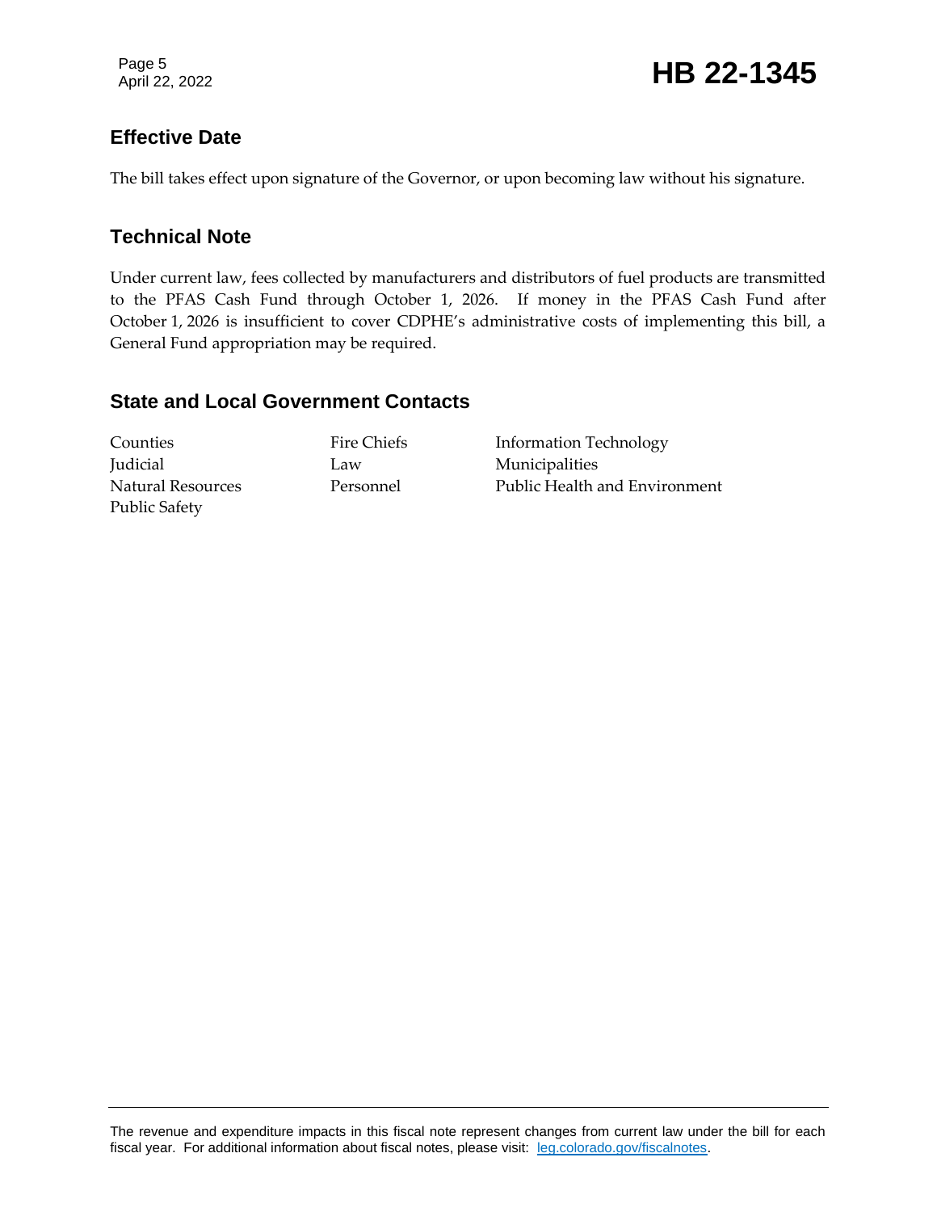## Effective Date

The bill takes effect upon signature of the Governor, or upon becoming law without his signature.

## Technical Note

Under current law, fees collected by manufacturers and distributors of fuel products are transmitted to the PFAS Cash Fund through October 1, 2026. If money in the PFAS Cash Fund after October 1, 2026 is insufficient to cover CDPHE's administrative costs of implementing this bill, a General Fund appropriation may be required.

## State and Local Government Contacts

| | | |
|---|---|---|
| Counties | Fire Chiefs | Information Technology |
| Judicial | Law | Municipalities |
| Natural Resources | Personnel | Public Health and Environment |
| Public Safety | | |

The revenue and expenditure impacts in this fiscal note represent changes from current law under the bill for each fiscal year. For additional information about fiscal notes, please visit: [leg.colorado.gov/fiscalnotes](leg.colorado.gov/fiscalnotes).